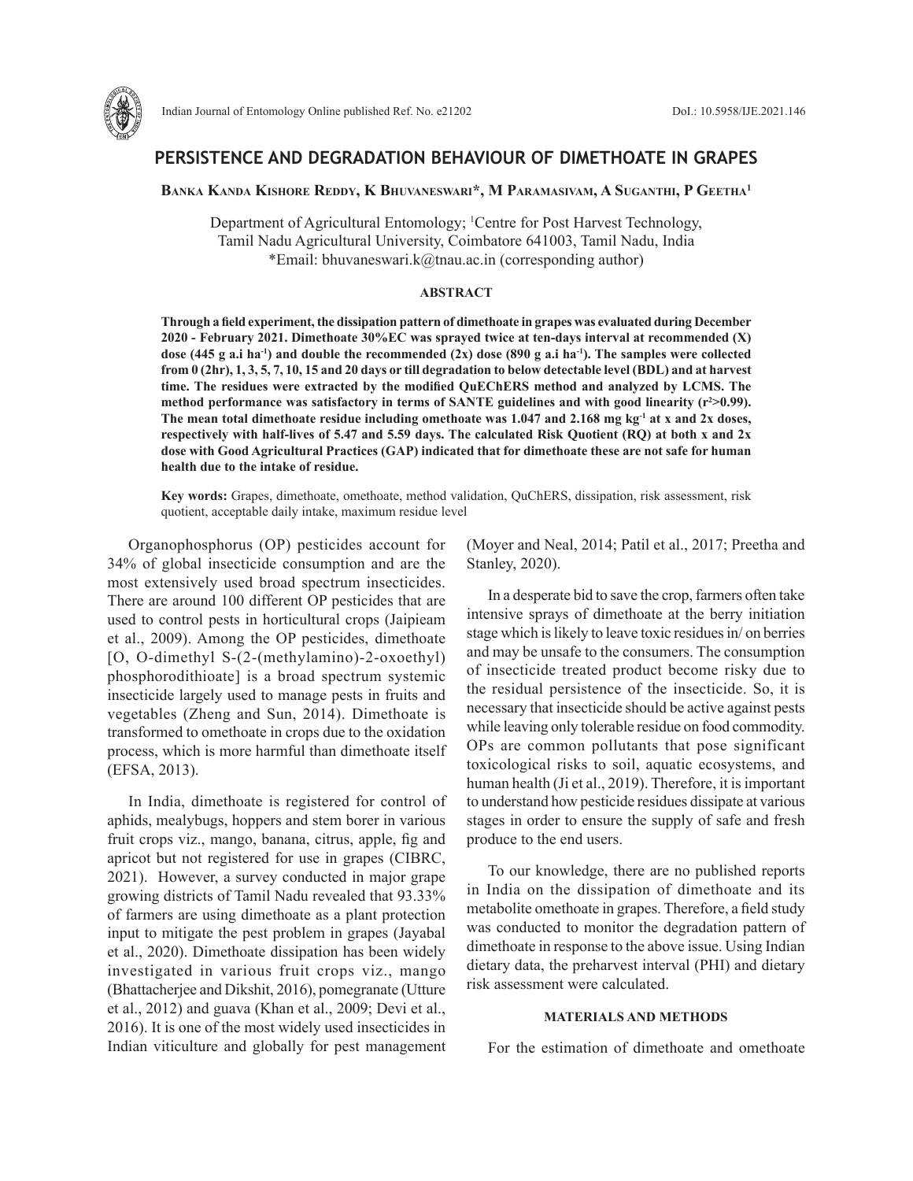# PERSISTENCE AND DEGRADATION BEHAVIOUR OF DIMETHOATE IN GRAPES

**Banka Kanda Kishore Reddy, K Bhuvaneswari*, M Paramasivam, A Suganthi, P Geetha[1]**

Department of Agricultural Entomology; [1]Centre for Post Harvest Technology, Tamil Nadu Agricultural University, Coimbatore 641003, Tamil Nadu, India
*Email: bhuvaneswari.k@tnau.ac.in (corresponding author)

## ABSTRACT

**Through a field experiment, the dissipation pattern of dimethoate in grapes was evaluated during December 2020 - February 2021. Dimethoate 30%EC was sprayed twice at ten-days interval at recommended (X) dose (445 g a.i ha$^{-1}$) and double the recommended (2x) dose (890 g a.i ha$^{-1}$). The samples were collected from 0 (2hr), 1, 3, 5, 7, 10, 15 and 20 days or till degradation to below detectable level (BDL) and at harvest time. The residues were extracted by the modified QuEChERS method and analyzed by LCMS. The method performance was satisfactory in terms of SANTE guidelines and with good linearity ($r^2$>0.99). The mean total dimethoate residue including omethoate was 1.047 and 2.168 mg kg$^{-1}$ at x and 2x doses, respectively with half-lives of 5.47 and 5.59 days. The calculated Risk Quotient (RQ) at both x and 2x dose with Good Agricultural Practices (GAP) indicated that for dimethoate these are not safe for human health due to the intake of residue.**

**Key words:** Grapes, dimethoate, omethoate, method validation, QuChERS, dissipation, risk assessment, risk quotient, acceptable daily intake, maximum residue level

Organophosphorus (OP) pesticides account for 34% of global insecticide consumption and are the most extensively used broad spectrum insecticides. There are around 100 different OP pesticides that are used to control pests in horticultural crops (Jaipieam et al., 2009). Among the OP pesticides, dimethoate [O, O-dimethyl S-(2-(methylamino)-2-oxoethyl) phosphorodithioate] is a broad spectrum systemic insecticide largely used to manage pests in fruits and vegetables (Zheng and Sun, 2014). Dimethoate is transformed to omethoate in crops due to the oxidation process, which is more harmful than dimethoate itself (EFSA, 2013).

In India, dimethoate is registered for control of aphids, mealybugs, hoppers and stem borer in various fruit crops viz., mango, banana, citrus, apple, fig and apricot but not registered for use in grapes (CIBRC, 2021). However, a survey conducted in major grape growing districts of Tamil Nadu revealed that 93.33% of farmers are using dimethoate as a plant protection input to mitigate the pest problem in grapes (Jayabal et al., 2020). Dimethoate dissipation has been widely investigated in various fruit crops viz., mango (Bhattacherjee and Dikshit, 2016), pomegranate (Utture et al., 2012) and guava (Khan et al., 2009; Devi et al., 2016). It is one of the most widely used insecticides in Indian viticulture and globally for pest management (Moyer and Neal, 2014; Patil et al., 2017; Preetha and Stanley, 2020).

In a desperate bid to save the crop, farmers often take intensive sprays of dimethoate at the berry initiation stage which is likely to leave toxic residues in/ on berries and may be unsafe to the consumers. The consumption of insecticide treated product become risky due to the residual persistence of the insecticide. So, it is necessary that insecticide should be active against pests while leaving only tolerable residue on food commodity. OPs are common pollutants that pose significant toxicological risks to soil, aquatic ecosystems, and human health (Ji et al., 2019). Therefore, it is important to understand how pesticide residues dissipate at various stages in order to ensure the supply of safe and fresh produce to the end users.

To our knowledge, there are no published reports in India on the dissipation of dimethoate and its metabolite omethoate in grapes. Therefore, a field study was conducted to monitor the degradation pattern of dimethoate in response to the above issue. Using Indian dietary data, the preharvest interval (PHI) and dietary risk assessment were calculated.

## MATERIALS AND METHODS

For the estimation of dimethoate and omethoate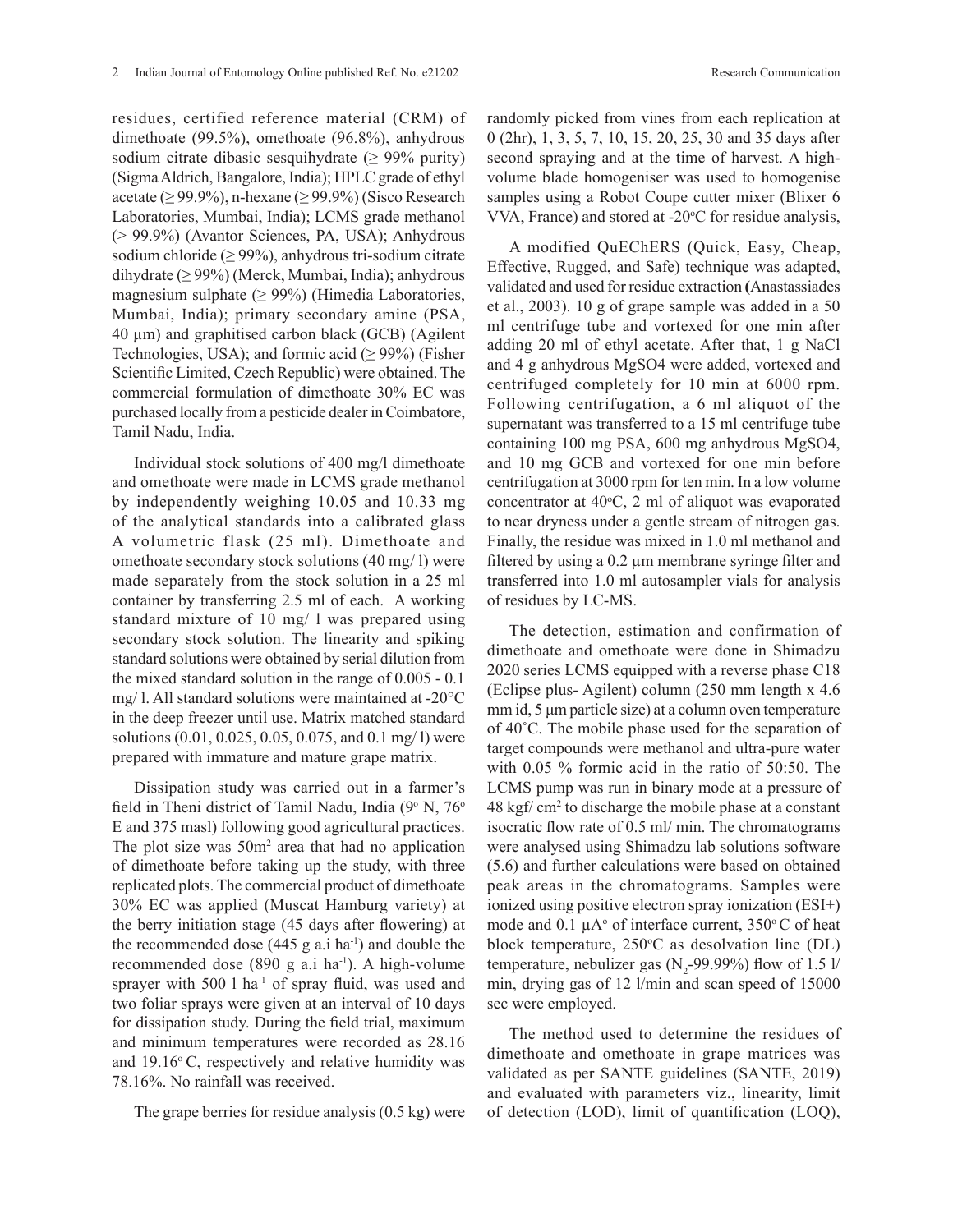residues, certified reference material (CRM) of dimethoate (99.5%), omethoate (96.8%), anhydrous sodium citrate dibasic sesquihydrate (≥ 99% purity) (Sigma Aldrich, Bangalore, India); HPLC grade of ethyl acetate (≥ 99.9%), n-hexane (≥ 99.9%) (Sisco Research Laboratories, Mumbai, India); LCMS grade methanol (> 99.9%) (Avantor Sciences, PA, USA); Anhydrous sodium chloride (≥ 99%), anhydrous tri-sodium citrate dihydrate (≥ 99%) (Merck, Mumbai, India); anhydrous magnesium sulphate (≥ 99%) (Himedia Laboratories, Mumbai, India); primary secondary amine (PSA, 40 µm) and graphitised carbon black (GCB) (Agilent Technologies, USA); and formic acid (≥ 99%) (Fisher Scientific Limited, Czech Republic) were obtained. The commercial formulation of dimethoate 30% EC was purchased locally from a pesticide dealer in Coimbatore, Tamil Nadu, India.

Individual stock solutions of 400 mg/l dimethoate and omethoate were made in LCMS grade methanol by independently weighing 10.05 and 10.33 mg of the analytical standards into a calibrated glass A volumetric flask (25 ml). Dimethoate and omethoate secondary stock solutions (40 mg/ l) were made separately from the stock solution in a 25 ml container by transferring 2.5 ml of each. A working standard mixture of 10 mg/ l was prepared using secondary stock solution. The linearity and spiking standard solutions were obtained by serial dilution from the mixed standard solution in the range of 0.005 - 0.1 mg/ l. All standard solutions were maintained at -20°C in the deep freezer until use. Matrix matched standard solutions (0.01, 0.025, 0.05, 0.075, and 0.1 mg/ l) were prepared with immature and mature grape matrix.

Dissipation study was carried out in a farmer's field in Theni district of Tamil Nadu, India (9° N, 76° E and 375 masl) following good agricultural practices. The plot size was 50m$^2$ area that had no application of dimethoate before taking up the study, with three replicated plots. The commercial product of dimethoate 30% EC was applied (Muscat Hamburg variety) at the berry initiation stage (45 days after flowering) at the recommended dose (445 g a.i ha$^{-1}$) and double the recommended dose (890 g a.i ha$^{-1}$). A high-volume sprayer with 500 l ha$^{-1}$ of spray fluid, was used and two foliar sprays were given at an interval of 10 days for dissipation study. During the field trial, maximum and minimum temperatures were recorded as 28.16 and 19.16° C, respectively and relative humidity was 78.16%. No rainfall was received.

The grape berries for residue analysis (0.5 kg) were randomly picked from vines from each replication at 0 (2hr), 1, 3, 5, 7, 10, 15, 20, 25, 30 and 35 days after second spraying and at the time of harvest. A high-volume blade homogeniser was used to homogenise samples using a Robot Coupe cutter mixer (Blixer 6 VVA, France) and stored at -20°C for residue analysis,

A modified QuEChERS (Quick, Easy, Cheap, Effective, Rugged, and Safe) technique was adapted, validated and used for residue extraction (Anastassiades et al., 2003). 10 g of grape sample was added in a 50 ml centrifuge tube and vortexed for one min after adding 20 ml of ethyl acetate. After that, 1 g NaCl and 4 g anhydrous $MgSO_4$ were added, vortexed and centrifuged completely for 10 min at 6000 rpm. Following centrifugation, a 6 ml aliquot of the supernatant was transferred to a 15 ml centrifuge tube containing 100 mg PSA, 600 mg anhydrous $MgSO_4$, and 10 mg GCB and vortexed for one min before centrifugation at 3000 rpm for ten min. In a low volume concentrator at 40°C, 2 ml of aliquot was evaporated to near dryness under a gentle stream of nitrogen gas. Finally, the residue was mixed in 1.0 ml methanol and filtered by using a 0.2 µm membrane syringe filter and transferred into 1.0 ml autosampler vials for analysis of residues by LC-MS.

The detection, estimation and confirmation of dimethoate and omethoate were done in Shimadzu 2020 series LCMS equipped with a reverse phase C18 (Eclipse plus- Agilent) column (250 mm length x 4.6 mm id, 5 µm particle size) at a column oven temperature of 40˚C. The mobile phase used for the separation of target compounds were methanol and ultra-pure water with 0.05 % formic acid in the ratio of 50:50. The LCMS pump was run in binary mode at a pressure of 48 kgf/ cm$^2$ to discharge the mobile phase at a constant isocratic flow rate of 0.5 ml/ min. The chromatograms were analysed using Shimadzu lab solutions software (5.6) and further calculations were based on obtained peak areas in the chromatograms. Samples were ionized using positive electron spray ionization (ESI+) mode and 0.1 µA° of interface current, 350° C of heat block temperature, 250°C as desolvation line (DL) temperature, nebulizer gas ($N_2$-99.99%) flow of 1.5 l/ min, drying gas of 12 l/min and scan speed of 15000 sec were employed.

The method used to determine the residues of dimethoate and omethoate in grape matrices was validated as per SANTE guidelines (SANTE, 2019) and evaluated with parameters viz., linearity, limit of detection (LOD), limit of quantification (LOQ),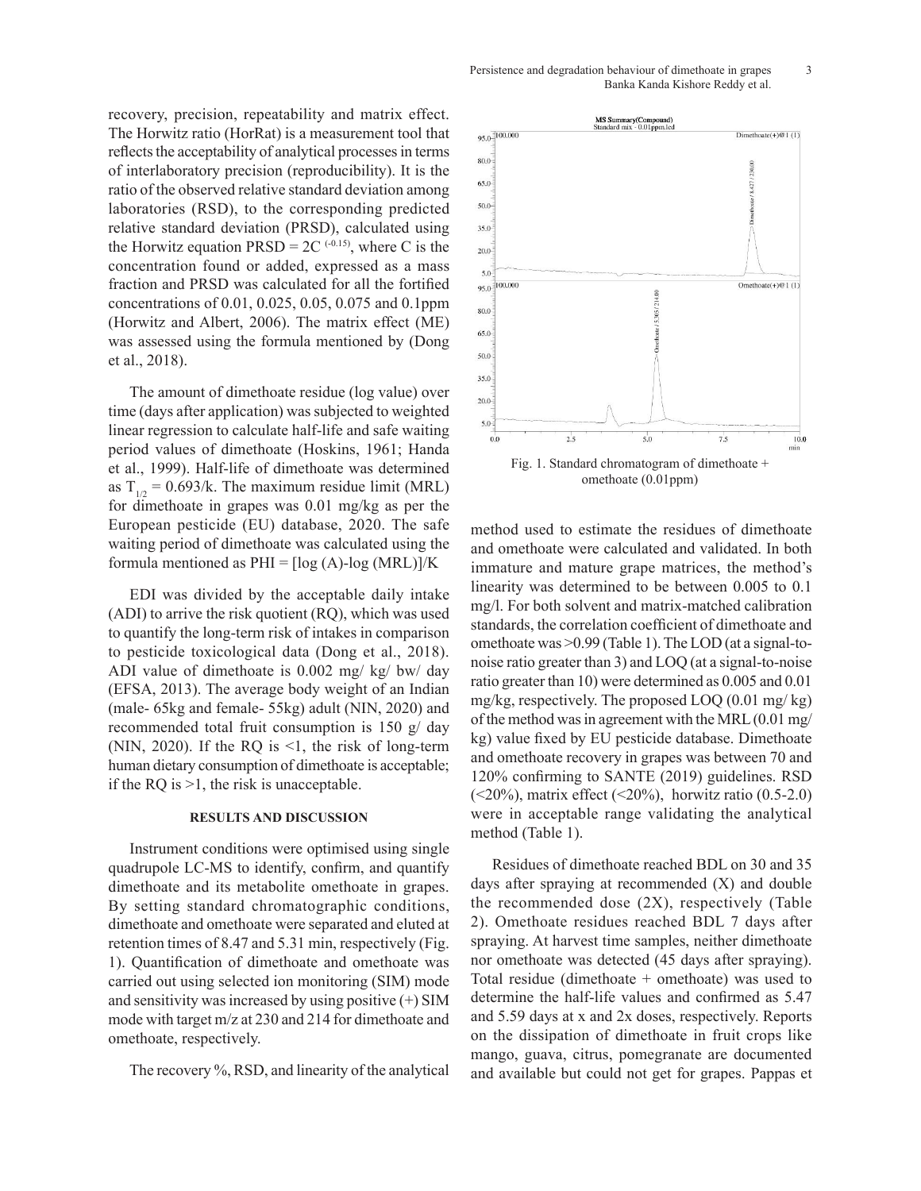recovery, precision, repeatability and matrix effect. The Horwitz ratio (HorRat) is a measurement tool that reflects the acceptability of analytical processes in terms of interlaboratory precision (reproducibility). It is the ratio of the observed relative standard deviation among laboratories (RSD), to the corresponding predicted relative standard deviation (PRSD), calculated using the Horwitz equation PRSD = $2C^{(-0.15)}$, where C is the concentration found or added, expressed as a mass fraction and PRSD was calculated for all the fortified concentrations of 0.01, 0.025, 0.05, 0.075 and 0.1ppm (Horwitz and Albert, 2006). The matrix effect (ME) was assessed using the formula mentioned by (Dong et al., 2018).

The amount of dimethoate residue (log value) over time (days after application) was subjected to weighted linear regression to calculate half-life and safe waiting period values of dimethoate (Hoskins, 1961; Handa et al., 1999). Half-life of dimethoate was determined as $T_{1/2} = 0.693/k$. The maximum residue limit (MRL) for dimethoate in grapes was 0.01 mg/kg as per the European pesticide (EU) database, 2020. The safe waiting period of dimethoate was calculated using the formula mentioned as PHI = [log (A)-log (MRL)]/K

EDI was divided by the acceptable daily intake (ADI) to arrive the risk quotient (RQ), which was used to quantify the long-term risk of intakes in comparison to pesticide toxicological data (Dong et al., 2018). ADI value of dimethoate is 0.002 mg/ kg/ bw/ day (EFSA, 2013). The average body weight of an Indian (male- 65kg and female- 55kg) adult (NIN, 2020) and recommended total fruit consumption is 150 g/ day (NIN, 2020). If the RQ is <1, the risk of long-term human dietary consumption of dimethoate is acceptable; if the RQ is >1, the risk is unacceptable.

## RESULTS AND DISCUSSION

Instrument conditions were optimised using single quadrupole LC-MS to identify, confirm, and quantify dimethoate and its metabolite omethoate in grapes. By setting standard chromatographic conditions, dimethoate and omethoate were separated and eluted at retention times of 8.47 and 5.31 min, respectively (Fig. 1). Quantification of dimethoate and omethoate was carried out using selected ion monitoring (SIM) mode and sensitivity was increased by using positive (+) SIM mode with target m/z at 230 and 214 for dimethoate and omethoate, respectively.

The recovery %, RSD, and linearity of the analytical method used to estimate the residues of dimethoate and omethoate were calculated and validated. In both immature and mature grape matrices, the method's linearity was determined to be between 0.005 to 0.1 mg/l. For both solvent and matrix-matched calibration standards, the correlation coefficient of dimethoate and omethoate was >0.99 (Table 1). The LOD (at a signal-to-noise ratio greater than 3) and LOQ (at a signal-to-noise ratio greater than 10) were determined as 0.005 and 0.01 mg/kg, respectively. The proposed LOQ (0.01 mg/ kg) of the method was in agreement with the MRL (0.01 mg/ kg) value fixed by EU pesticide database. Dimethoate and omethoate recovery in grapes was between 70 and 120% confirming to SANTE (2019) guidelines. RSD (<20%), matrix effect (<20%), horwitz ratio (0.5-2.0) were in acceptable range validating the analytical method (Table 1).

Fig. 1. Standard chromatogram of dimethoate + omethoate (0.01ppm)

Residues of dimethoate reached BDL on 30 and 35 days after spraying at recommended (X) and double the recommended dose (2X), respectively (Table 2). Omethoate residues reached BDL 7 days after spraying. At harvest time samples, neither dimethoate nor omethoate was detected (45 days after spraying). Total residue (dimethoate + omethoate) was used to determine the half-life values and confirmed as 5.47 and 5.59 days at x and 2x doses, respectively. Reports on the dissipation of dimethoate in fruit crops like mango, guava, citrus, pomegranate are documented and available but could not get for grapes. Pappas et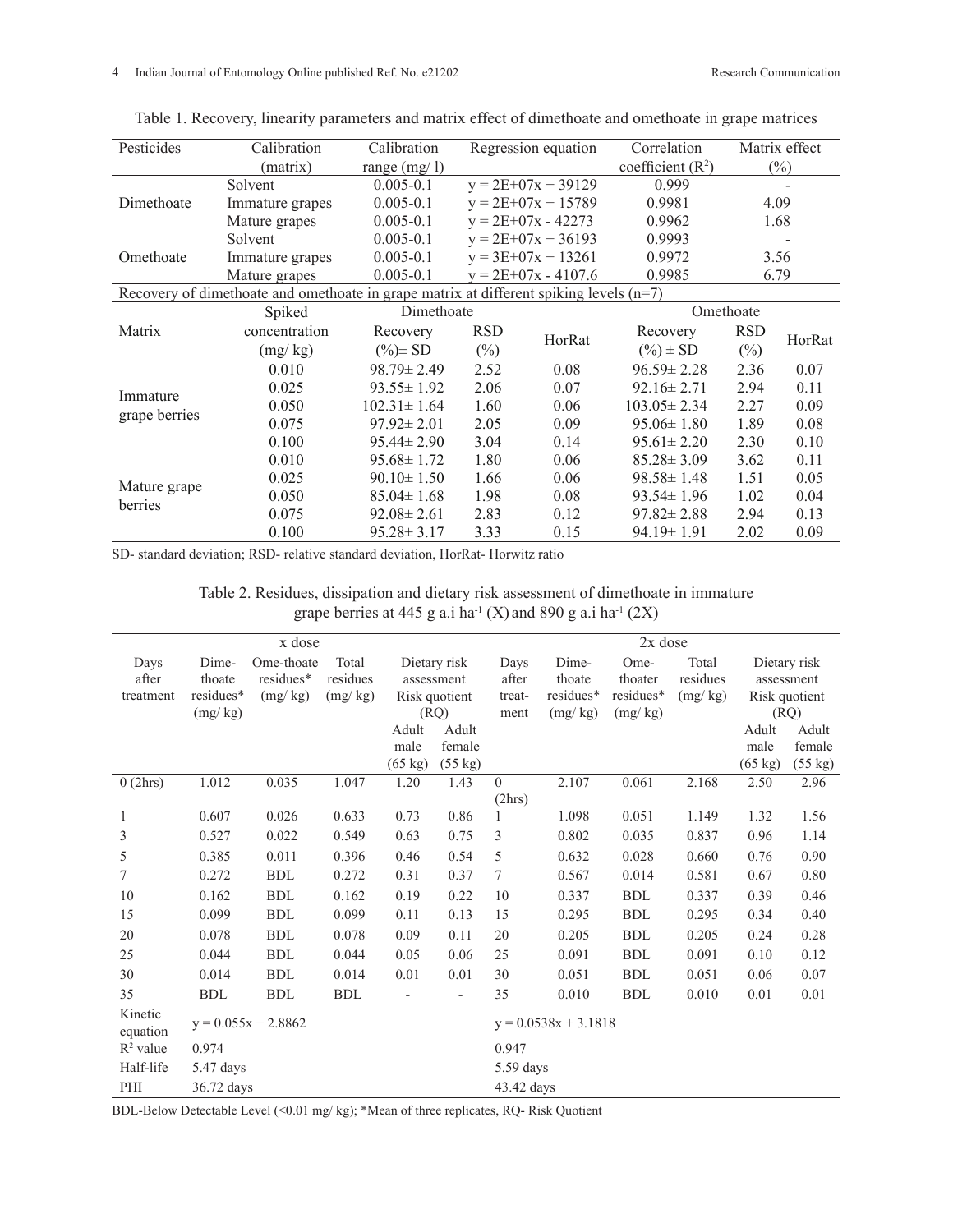Table 1. Recovery, linearity parameters and matrix effect of dimethoate and omethoate in grape matrices

| Pesticides | Calibration (matrix) | Calibration range (mg/ l) | Regression equation | Correlation coefficient ($R^2$) | Matrix effect (%) |
|---|---|---|---|---|---|
| Dimethoate | Solvent | 0.005-0.1 | y = 2E+07x + 39129 | 0.999 | - |
| | Immature grapes | 0.005-0.1 | y = 2E+07x + 15789 | 0.9981 | 4.09 |
| | Mature grapes | 0.005-0.1 | y = 2E+07x - 42273 | 0.9962 | 1.68 |
| Omethoate | Solvent | 0.005-0.1 | y = 2E+07x + 36193 | 0.9993 | - |
| | Immature grapes | 0.005-0.1 | y = 3E+07x + 13261 | 0.9972 | 3.56 |
| | Mature grapes | 0.005-0.1 | y = 2E+07x - 4107.6 | 0.9985 | 6.79 |

Recovery of dimethoate and omethoate in grape matrix at different spiking levels (n=7)

| Matrix | Spiked concentration (mg/ kg) | Dimethoate Recovery (%)± SD | Dimethoate RSD (%) | Dimethoate HorRat | Omethoate Recovery (%) ± SD | Omethoate RSD (%) | Omethoate HorRat |
|---|---|---|---|---|---|---|---|
| Immature grape berries | 0.010 | 98.79± 2.49 | 2.52 | 0.08 | 96.59± 2.28 | 2.36 | 0.07 |
| | 0.025 | 93.55± 1.92 | 2.06 | 0.07 | 92.16± 2.71 | 2.94 | 0.11 |
| | 0.050 | 102.31± 1.64 | 1.60 | 0.06 | 103.05± 2.34 | 2.27 | 0.09 |
| | 0.075 | 97.92± 2.01 | 2.05 | 0.09 | 95.06± 1.80 | 1.89 | 0.08 |
| | 0.100 | 95.44± 2.90 | 3.04 | 0.14 | 95.61± 2.20 | 2.30 | 0.10 |
| Mature grape berries | 0.010 | 95.68± 1.72 | 1.80 | 0.06 | 85.28± 3.09 | 3.62 | 0.11 |
| | 0.025 | 90.10± 1.50 | 1.66 | 0.06 | 98.58± 1.48 | 1.51 | 0.05 |
| | 0.050 | 85.04± 1.68 | 1.98 | 0.08 | 93.54± 1.96 | 1.02 | 0.04 |
| | 0.075 | 92.08± 2.61 | 2.83 | 0.12 | 97.82± 2.88 | 2.94 | 0.13 |
| | 0.100 | 95.28± 3.17 | 3.33 | 0.15 | 94.19± 1.91 | 2.02 | 0.09 |

SD- standard deviation; RSD- relative standard deviation, HorRat- Horwitz ratio

Table 2. Residues, dissipation and dietary risk assessment of dimethoate in immature grape berries at 445 g a.i $ha^{-1}$ (X) and 890 g a.i $ha^{-1}$ (2X)

| x dose | | | | | | 2x dose | | | | | |
|---|---|---|---|---|---|---|---|---|---|---|---|
| Days after treatment | Dimethoate residues* (mg/ kg) | Omethoate residues* (mg/ kg) | Total residues (mg/ kg) | Dietary risk assessment Risk quotient (RQ) Adult male (65 kg) | Adult female (55 kg) | Days after treatment | Dimethoate residues* (mg/ kg) | Omethoater residues* (mg/ kg) | Total residues (mg/ kg) | Dietary risk assessment Risk quotient (RQ) Adult male (65 kg) | Adult female (55 kg) |
| 0 (2hrs) | 1.012 | 0.035 | 1.047 | 1.20 | 1.43 | 0 (2hrs) | 2.107 | 0.061 | 2.168 | 2.50 | 2.96 |
| 1 | 0.607 | 0.026 | 0.633 | 0.73 | 0.86 | 1 | 1.098 | 0.051 | 1.149 | 1.32 | 1.56 |
| 3 | 0.527 | 0.022 | 0.549 | 0.63 | 0.75 | 3 | 0.802 | 0.035 | 0.837 | 0.96 | 1.14 |
| 5 | 0.385 | 0.011 | 0.396 | 0.46 | 0.54 | 5 | 0.632 | 0.028 | 0.660 | 0.76 | 0.90 |
| 7 | 0.272 | BDL | 0.272 | 0.31 | 0.37 | 7 | 0.567 | 0.014 | 0.581 | 0.67 | 0.80 |
| 10 | 0.162 | BDL | 0.162 | 0.19 | 0.22 | 10 | 0.337 | BDL | 0.337 | 0.39 | 0.46 |
| 15 | 0.099 | BDL | 0.099 | 0.11 | 0.13 | 15 | 0.295 | BDL | 0.295 | 0.34 | 0.40 |
| 20 | 0.078 | BDL | 0.078 | 0.09 | 0.11 | 20 | 0.205 | BDL | 0.205 | 0.24 | 0.28 |
| 25 | 0.044 | BDL | 0.044 | 0.05 | 0.06 | 25 | 0.091 | BDL | 0.091 | 0.10 | 0.12 |
| 30 | 0.014 | BDL | 0.014 | 0.01 | 0.01 | 30 | 0.051 | BDL | 0.051 | 0.06 | 0.07 |
| 35 | BDL | BDL | BDL | - | - | 35 | 0.010 | BDL | 0.010 | 0.01 | 0.01 |
| Kinetic equation | y = 0.055x + 2.8862 | | | | | y = 0.0538x + 3.1818 | | | | | |
| $R^2$ value | 0.974 | | | | | 0.947 | | | | | |
| Half-life | 5.47 days | | | | | 5.59 days | | | | | |
| PHI | 36.72 days | | | | | 43.42 days | | | | | |

BDL-Below Detectable Level (<0.01 mg/ kg); *Mean of three replicates, RQ- Risk Quotient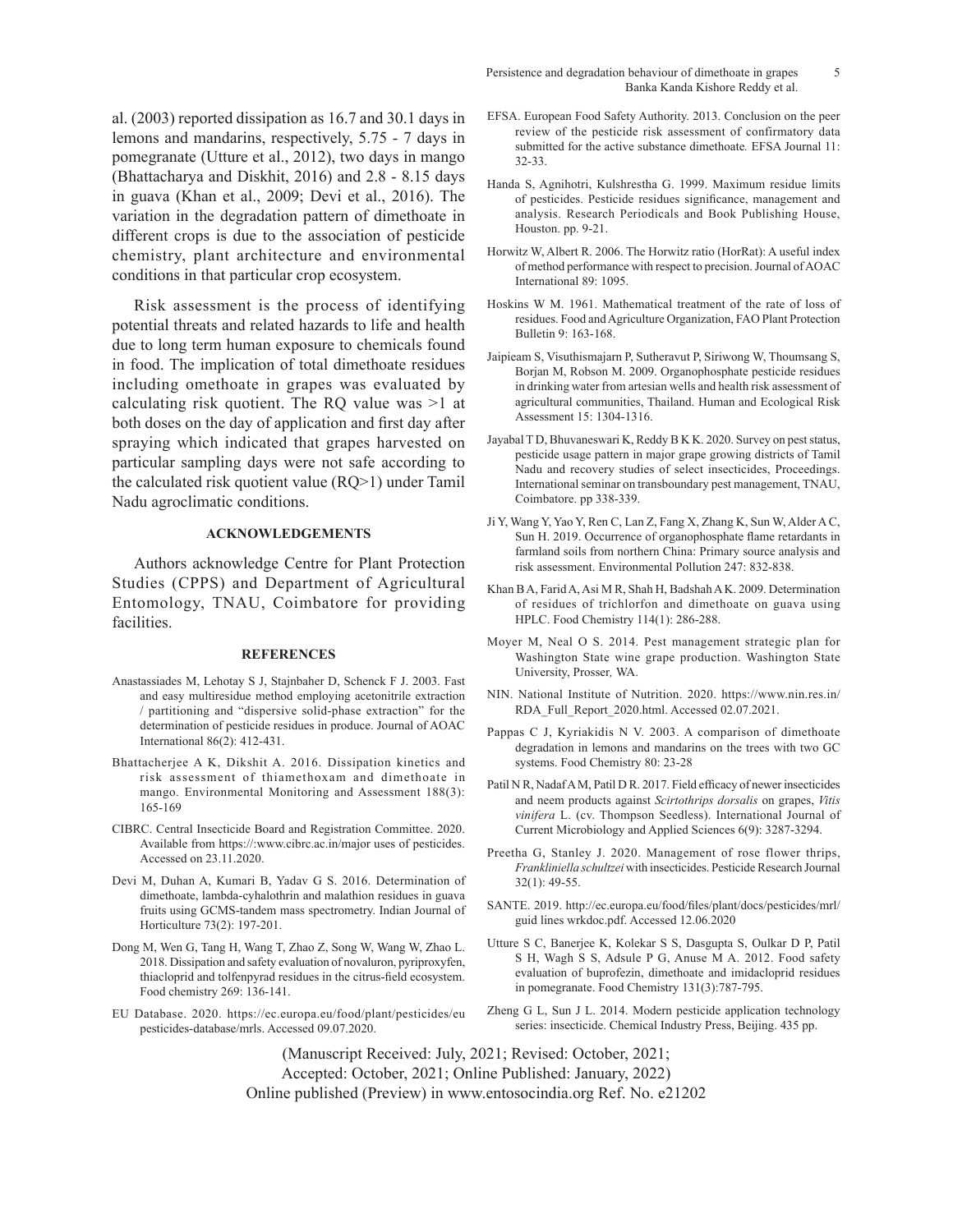al. (2003) reported dissipation as 16.7 and 30.1 days in lemons and mandarins, respectively, 5.75 - 7 days in pomegranate (Utture et al., 2012), two days in mango (Bhattacharya and Diskhit, 2016) and 2.8 - 8.15 days in guava (Khan et al., 2009; Devi et al., 2016). The variation in the degradation pattern of dimethoate in different crops is due to the association of pesticide chemistry, plant architecture and environmental conditions in that particular crop ecosystem.

Risk assessment is the process of identifying potential threats and related hazards to life and health due to long term human exposure to chemicals found in food. The implication of total dimethoate residues including omethoate in grapes was evaluated by calculating risk quotient. The RQ value was >1 at both doses on the day of application and first day after spraying which indicated that grapes harvested on particular sampling days were not safe according to the calculated risk quotient value (RQ>1) under Tamil Nadu agroclimatic conditions.

## ACKNOWLEDGEMENTS

Authors acknowledge Centre for Plant Protection Studies (CPPS) and Department of Agricultural Entomology, TNAU, Coimbatore for providing facilities.

## REFERENCES

Anastassiades M, Lehotay S J, Stajnbaher D, Schenck F J. 2003. Fast and easy multiresidue method employing acetonitrile extraction / partitioning and "dispersive solid-phase extraction" for the determination of pesticide residues in produce. Journal of AOAC International 86(2): 412-431.

Bhattacherjee A K, Dikshit A. 2016. Dissipation kinetics and risk assessment of thiamethoxam and dimethoate in mango. Environmental Monitoring and Assessment 188(3): 165-169

CIBRC. Central Insecticide Board and Registration Committee. 2020. Available from https://:www.cibrc.ac.in/major uses of pesticides. Accessed on 23.11.2020.

Devi M, Duhan A, Kumari B, Yadav G S. 2016. Determination of dimethoate, lambda-cyhalothrin and malathion residues in guava fruits using GCMS-tandem mass spectrometry. Indian Journal of Horticulture 73(2): 197-201.

Dong M, Wen G, Tang H, Wang T, Zhao Z, Song W, Wang W, Zhao L. 2018. Dissipation and safety evaluation of novaluron, pyriproxyfen, thiacloprid and tolfenpyrad residues in the citrus-field ecosystem. Food chemistry 269: 136-141.

EU Database. 2020. https://ec.europa.eu/food/plant/pesticides/eu pesticides-database/mrls. Accessed 09.07.2020.

EFSA. European Food Safety Authority. 2013. Conclusion on the peer review of the pesticide risk assessment of confirmatory data submitted for the active substance dimethoate*.* EFSA Journal 11: 32-33.

Handa S, Agnihotri, Kulshrestha G. 1999. Maximum residue limits of pesticides. Pesticide residues significance, management and analysis. Research Periodicals and Book Publishing House, Houston. pp. 9-21.

Horwitz W, Albert R. 2006. The Horwitz ratio (HorRat): A useful index of method performance with respect to precision. Journal of AOAC International 89: 1095.

Hoskins W M. 1961. Mathematical treatment of the rate of loss of residues. Food and Agriculture Organization, FAO Plant Protection Bulletin 9: 163-168.

Jaipieam S, Visuthismajarn P, Sutheravut P, Siriwong W, Thoumsang S, Borjan M, Robson M. 2009. Organophosphate pesticide residues in drinking water from artesian wells and health risk assessment of agricultural communities, Thailand. Human and Ecological Risk Assessment 15: 1304-1316.

Jayabal T D, Bhuvaneswari K, Reddy B K K. 2020. Survey on pest status, pesticide usage pattern in major grape growing districts of Tamil Nadu and recovery studies of select insecticides, Proceedings. International seminar on transboundary pest management, TNAU, Coimbatore. pp 338-339.

Ji Y, Wang Y, Yao Y, Ren C, Lan Z, Fang X, Zhang K, Sun W, Alder A C, Sun H. 2019. Occurrence of organophosphate flame retardants in farmland soils from northern China: Primary source analysis and risk assessment. Environmental Pollution 247: 832-838.

Khan B A, Farid A, Asi M R, Shah H, Badshah A K. 2009. Determination of residues of trichlorfon and dimethoate on guava using HPLC. Food Chemistry 114(1): 286-288.

Moyer M, Neal O S. 2014. Pest management strategic plan for Washington State wine grape production. Washington State University, Prosser*,* WA.

NIN. National Institute of Nutrition. 2020. https://www.nin.res.in/RDA_Full_Report_2020.html. Accessed 02.07.2021.

Pappas C J, Kyriakidis N V. 2003. A comparison of dimethoate degradation in lemons and mandarins on the trees with two GC systems. Food Chemistry 80: 23-28

Patil N R, Nadaf A M, Patil D R. 2017. Field efficacy of newer insecticides and neem products against *Scirtothrips dorsalis* on grapes, *Vitis vinifera* L. (cv. Thompson Seedless). International Journal of Current Microbiology and Applied Sciences 6(9): 3287-3294.

Preetha G, Stanley J. 2020. Management of rose flower thrips, *Frankliniella schultzei* with insecticides. Pesticide Research Journal 32(1): 49-55.

SANTE. 2019. http://ec.europa.eu/food/files/plant/docs/pesticides/mrl/guid lines wrkdoc.pdf. Accessed 12.06.2020

Utture S C, Banerjee K, Kolekar S S, Dasgupta S, Oulkar D P, Patil S H, Wagh S S, Adsule P G, Anuse M A. 2012. Food safety evaluation of buprofezin, dimethoate and imidacloprid residues in pomegranate. Food Chemistry 131(3):787-795.

Zheng G L, Sun J L. 2014. Modern pesticide application technology series: insecticide. Chemical Industry Press, Beijing. 435 pp.

(Manuscript Received: July, 2021; Revised: October, 2021; Accepted: October, 2021; Online Published: January, 2022)
Online published (Preview) in www.entosocindia.org Ref. No. e21202